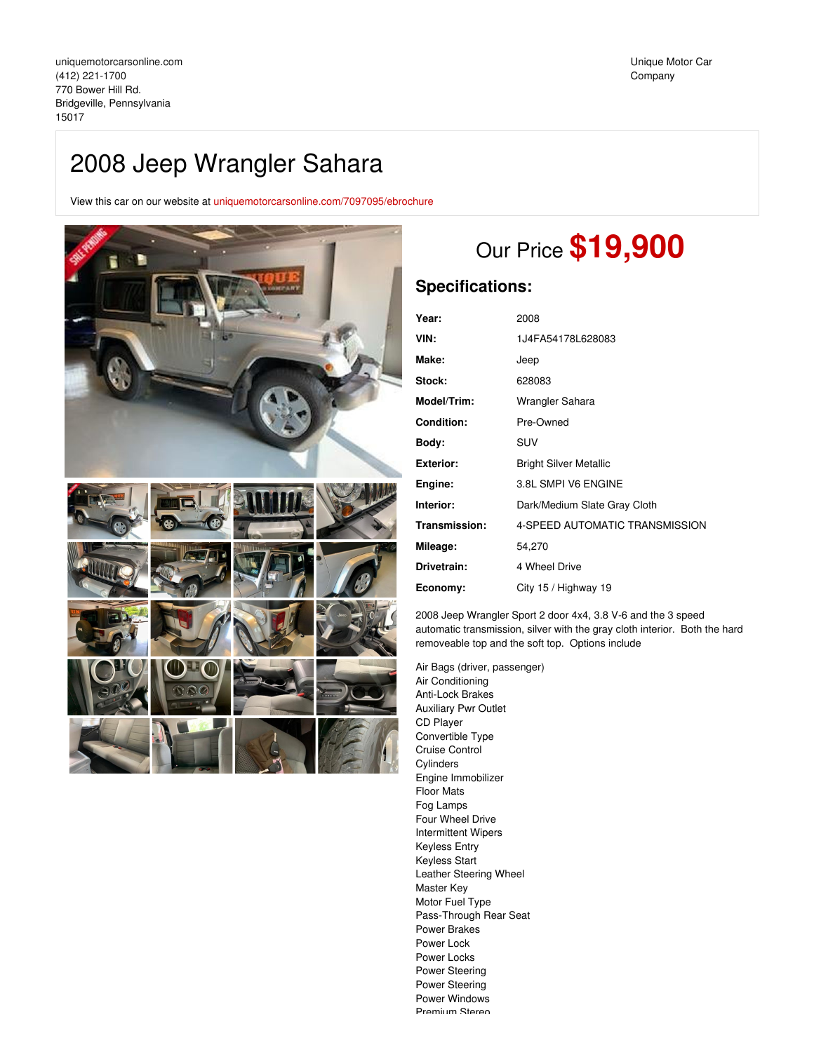uniquemotorcarsonline.com
(412) 221-1700
770 Bower Hill Rd.
Bridgeville, Pennsylvania
15017

Unique Motor Car Company

# 2008 Jeep Wrangler Sahara

View this car on our website at uniquemotorcarsonline.com/7097095/ebrochure

Our Price **$19,900**

## Specifications:

| | |
|---|---|
| **Year:** | 2008 |
| **VIN:** | 1J4FA54178L628083 |
| **Make:** | Jeep |
| **Stock:** | 628083 |
| **Model/Trim:** | Wrangler Sahara |
| **Condition:** | Pre-Owned |
| **Body:** | SUV |
| **Exterior:** | Bright Silver Metallic |
| **Engine:** | 3.8L SMPI V6 ENGINE |
| **Interior:** | Dark/Medium Slate Gray Cloth |
| **Transmission:** | 4-SPEED AUTOMATIC TRANSMISSION |
| **Mileage:** | 54,270 |
| **Drivetrain:** | 4 Wheel Drive |
| **Economy:** | City 15 / Highway 19 |

2008 Jeep Wrangler Sport 2 door 4x4, 3.8 V-6 and the 3 speed automatic transmission, silver with the gray cloth interior. Both the hard removeable top and the soft top. Options include

Air Bags (driver, passenger)
Air Conditioning
Anti-Lock Brakes
Auxiliary Pwr Outlet
CD Player
Convertible Type
Cruise Control
Cylinders
Engine Immobilizer
Floor Mats
Fog Lamps
Four Wheel Drive
Intermittent Wipers
Keyless Entry
Keyless Start
Leather Steering Wheel
Master Key
Motor Fuel Type
Pass-Through Rear Seat
Power Brakes
Power Lock
Power Locks
Power Steering
Power Steering
Power Windows
Premium Stereo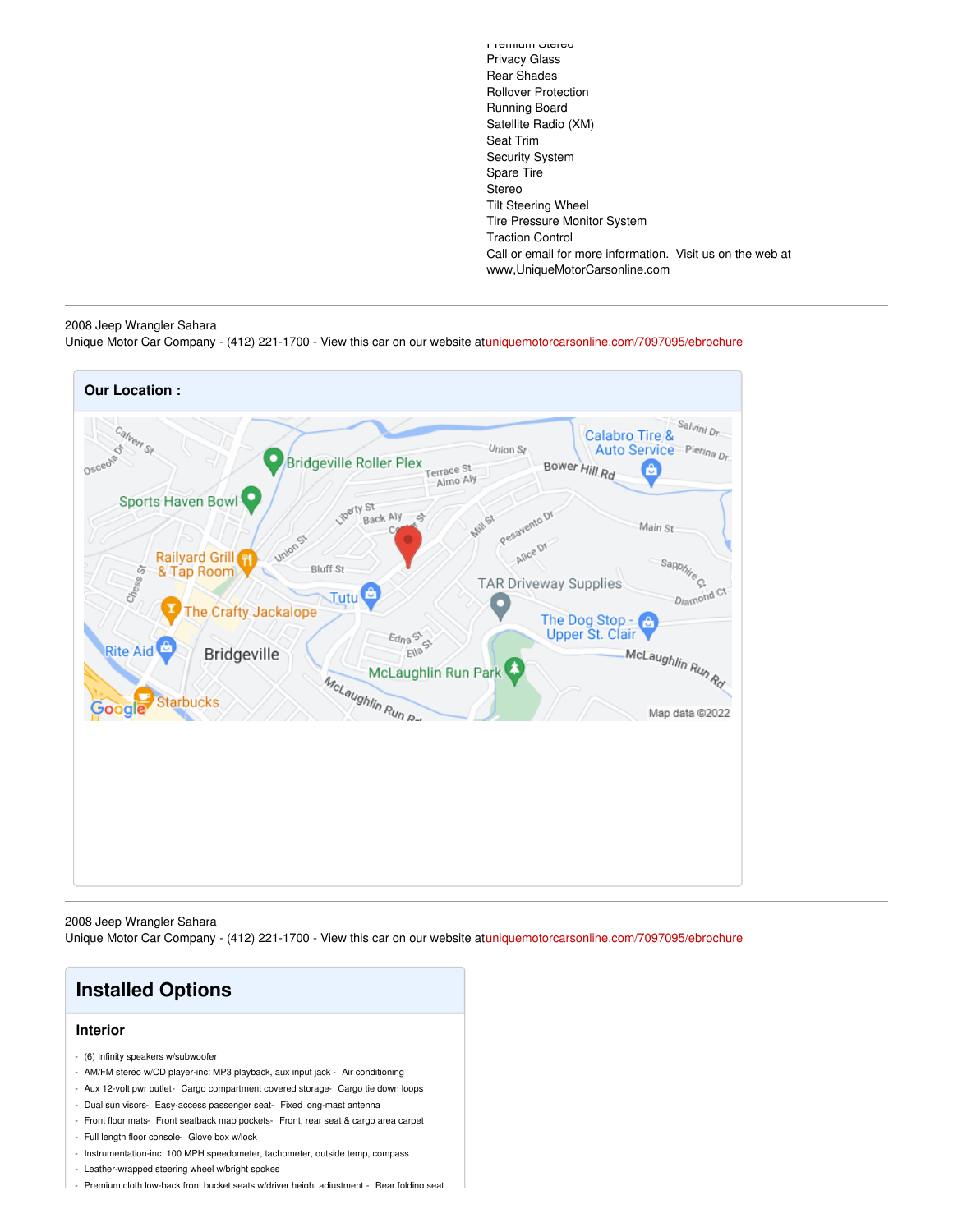Premium Stereo
Privacy Glass
Rear Shades
Rollover Protection
Running Board
Satellite Radio (XM)
Seat Trim
Security System
Spare Tire
Stereo
Tilt Steering Wheel
Tire Pressure Monitor System
Traction Control
Call or email for more information. Visit us on the web at www,UniqueMotorCarsonline.com

---

2008 Jeep Wrangler Sahara
Unique Motor Car Company - (412) 221-1700 - View this car on our website at uniquemotorcarsonline.com/7097095/ebrochure

**Our Location :**

---

2008 Jeep Wrangler Sahara
Unique Motor Car Company - (412) 221-1700 - View this car on our website at uniquemotorcarsonline.com/7097095/ebrochure

## Installed Options

### Interior

- (6) Infinity speakers w/subwoofer
- AM/FM stereo w/CD player-inc: MP3 playback, aux input jack - Air conditioning
- Aux 12-volt pwr outlet- Cargo compartment covered storage- Cargo tie down loops
- Dual sun visors- Easy-access passenger seat- Fixed long-mast antenna
- Front floor mats- Front seatback map pockets- Front, rear seat & cargo area carpet
- Full length floor console- Glove box w/lock
- Instrumentation-inc: 100 MPH speedometer, tachometer, outside temp, compass
- Leather-wrapped steering wheel w/bright spokes
- Premium cloth low-back front bucket seats w/driver height adjustment - Rear folding seat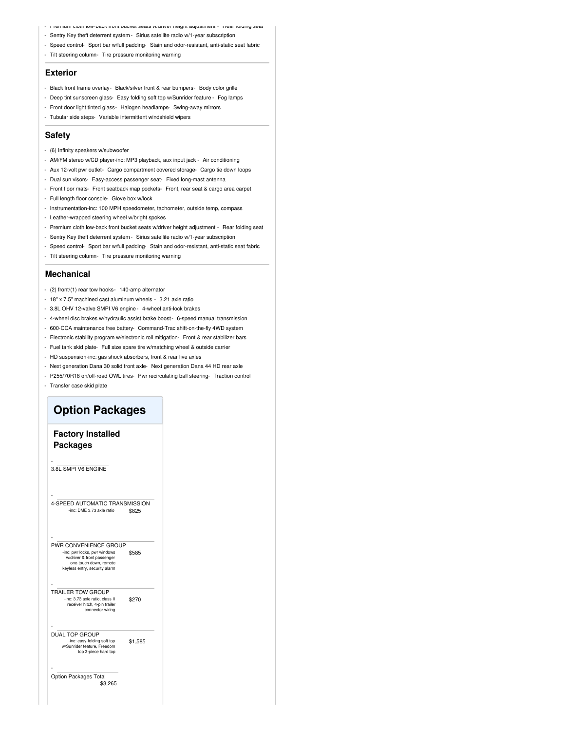- Premium cloth low-back front bucket seats w/driver height adjustment - Rear folding seat
- Sentry Key theft deterrent system - Sirius satellite radio w/1-year subscription
- Speed control- Sport bar w/full padding- Stain and odor-resistant, anti-static seat fabric
- Tilt steering column- Tire pressure monitoring warning

## Exterior

- Black front frame overlay- Black/silver front & rear bumpers- Body color grille
- Deep tint sunscreen glass- Easy folding soft top w/Sunrider feature - Fog lamps
- Front door light tinted glass- Halogen headlamps- Swing-away mirrors
- Tubular side steps- Variable intermittent windshield wipers

## Safety

- (6) Infinity speakers w/subwoofer
- AM/FM stereo w/CD player-inc: MP3 playback, aux input jack - Air conditioning
- Aux 12-volt pwr outlet- Cargo compartment covered storage- Cargo tie down loops
- Dual sun visors- Easy-access passenger seat- Fixed long-mast antenna
- Front floor mats- Front seatback map pockets- Front, rear seat & cargo area carpet
- Full length floor console- Glove box w/lock
- Instrumentation-inc: 100 MPH speedometer, tachometer, outside temp, compass
- Leather-wrapped steering wheel w/bright spokes
- Premium cloth low-back front bucket seats w/driver height adjustment - Rear folding seat
- Sentry Key theft deterrent system - Sirius satellite radio w/1-year subscription
- Speed control- Sport bar w/full padding- Stain and odor-resistant, anti-static seat fabric
- Tilt steering column- Tire pressure monitoring warning

## Mechanical

- (2) front/(1) rear tow hooks- 140-amp alternator
- 18" x 7.5" machined cast aluminum wheels - 3.21 axle ratio
- 3.8L OHV 12-valve SMPI V6 engine - 4-wheel anti-lock brakes
- 4-wheel disc brakes w/hydraulic assist brake boost - 6-speed manual transmission
- 600-CCA maintenance free battery- Command-Trac shift-on-the-fly 4WD system
- Electronic stability program w/electronic roll mitigation- Front & rear stabilizer bars
- Fuel tank skid plate- Full size spare tire w/matching wheel & outside carrier
- HD suspension-inc: gas shock absorbers, front & rear live axles
- Next generation Dana 30 solid front axle- Next generation Dana 44 HD rear axle
- P255/70R18 on/off-road OWL tires- Pwr recirculating ball steering- Traction control
- Transfer case skid plate

# Option Packages

## Factory Installed Packages

| Package | Price |
|---|---|
| 3.8L SMPI V6 ENGINE | |
| 4-SPEED AUTOMATIC TRANSMISSION<br>-inc: DME 3.73 axle ratio | $825 |
| PWR CONVENIENCE GROUP<br>-inc: pwr locks, pwr windows w/driver & front passenger one-touch down, remote keyless entry, security alarm | $585 |
| TRAILER TOW GROUP<br>-inc: 3.73 axle ratio, class II receiver hitch, 4-pin trailer connector wiring | $270 |
| DUAL TOP GROUP<br>-inc: easy-folding soft top w/Sunrider feature, Freedom top 3-piece hard top | $1,585 |
| Option Packages Total | $3,265 |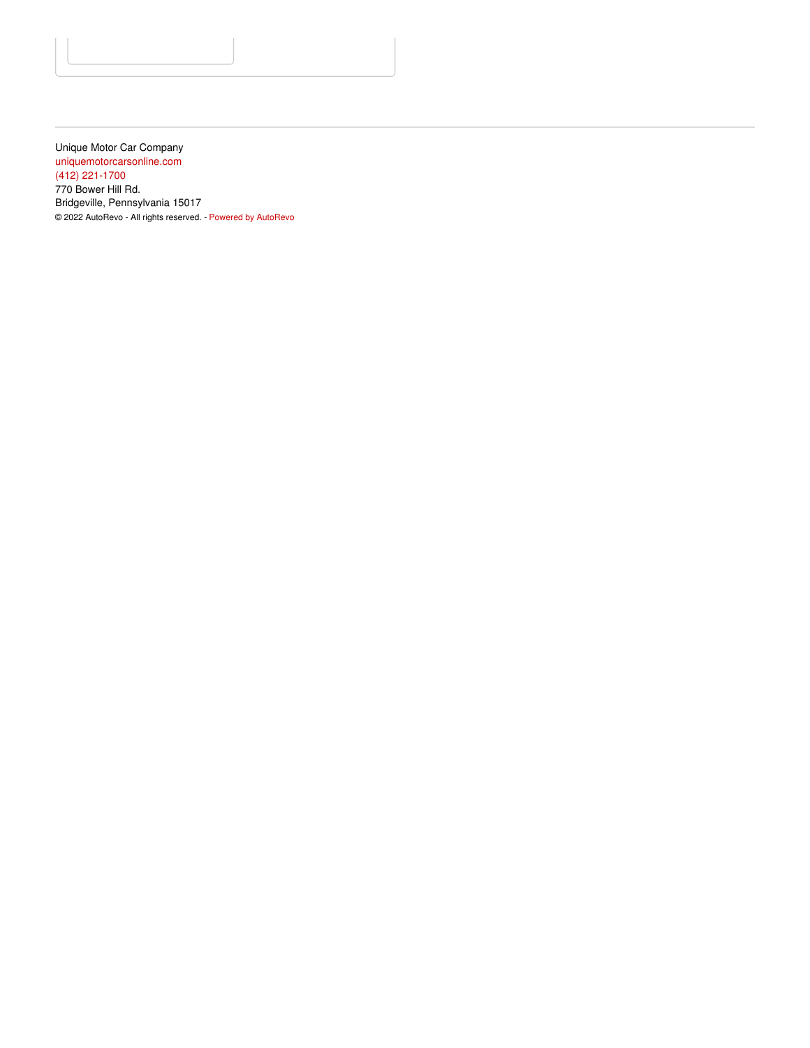Unique Motor Car Company
uniquemotorcarsonline.com
(412) 221-1700
770 Bower Hill Rd.
Bridgeville, Pennsylvania 15017

© 2022 AutoRevo - All rights reserved. - Powered by AutoRevo